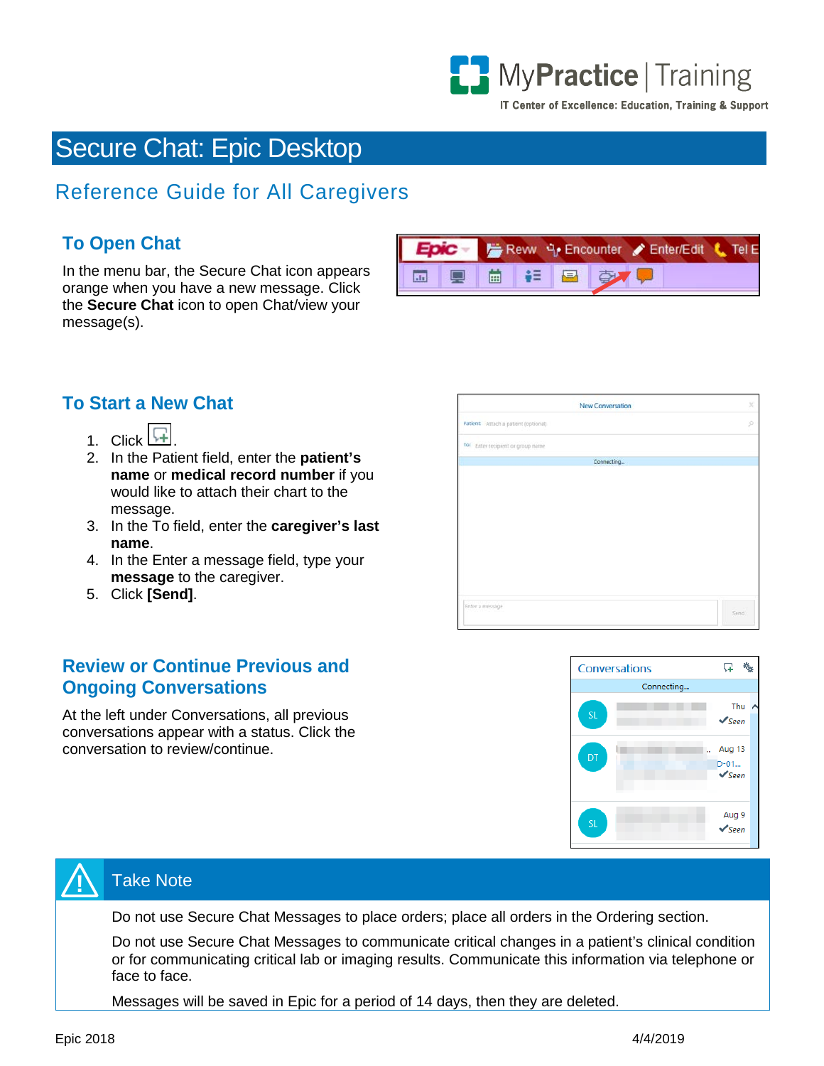MyPractice | Training

IT Center of Excellence: Education, Training & Support

# Secure Chat: Epic Desktop

## Reference Guide for All Caregivers

### To Open Chat

In the menu bar, the Secure Chat icon appears orange when you have a new message. Click the **Secure Chat** icon to open Chat/view your message(s).

### To Start a New Chat

1. Click .
2. In the Patient field, enter the **patient's name** or **medical record number** if you would like to attach their chart to the message.
3. In the To field, enter the **caregiver's last name**.
4. In the Enter a message field, type your **message** to the caregiver.
5. Click **[Send]**.

### Review or Continue Previous and Ongoing Conversations

At the left under Conversations, all previous conversations appear with a status. Click the conversation to review/continue.

### Take Note

Do not use Secure Chat Messages to place orders; place all orders in the Ordering section.

Do not use Secure Chat Messages to communicate critical changes in a patient's clinical condition or for communicating critical lab or imaging results. Communicate this information via telephone or face to face.

Messages will be saved in Epic for a period of 14 days, then they are deleted.

Epic 2018 4/4/2019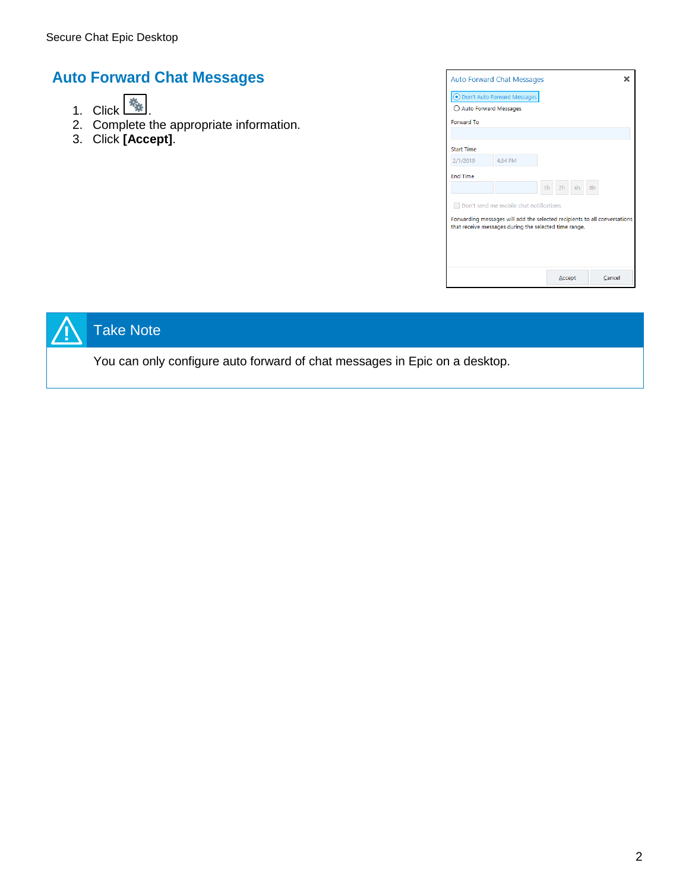## Auto Forward Chat Messages

1. Click .
2. Complete the appropriate information.
3. Click **[Accept]**.

Auto Forward Chat Messages

Don't Auto Forward Messages

Auto Forward Messages

Forward To

Start Time

2/1/2019 4:34 PM

End Time

1h 2h 4h 8h

Don't send me mobile chat notifications

Forwarding messages will add the selected recipients to all conversations that receive messages during the selected time range.

Accept Cancel

**Take Note**

You can only configure auto forward of chat messages in Epic on a desktop.